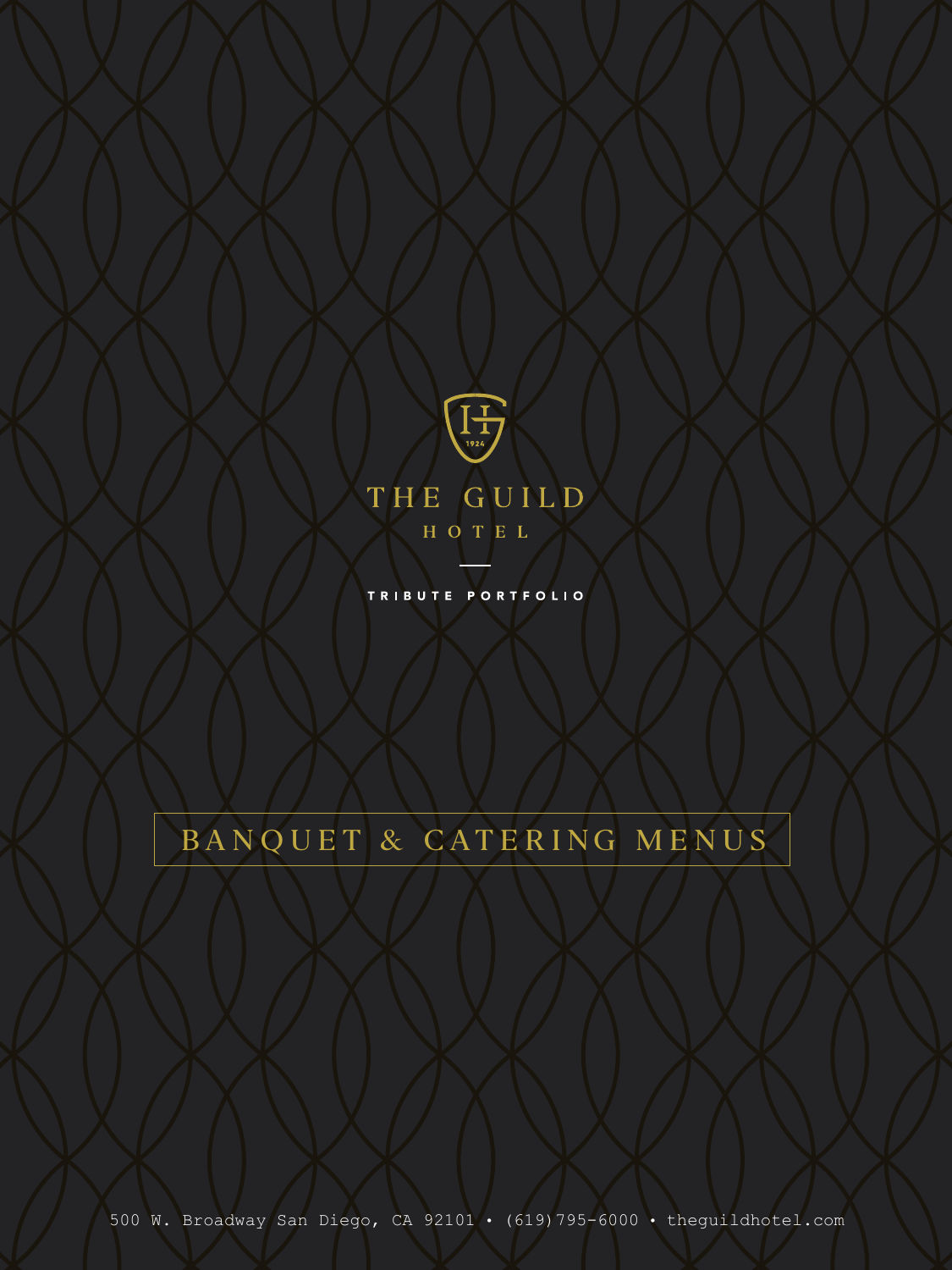THE GUILD

HOTEL

TRIBUTE PORTFOLIO

# BANQUET & CATERING MENUS

500 W. Broadway San Diego, CA 92101 • (619)795-6000 • theguildhotel.com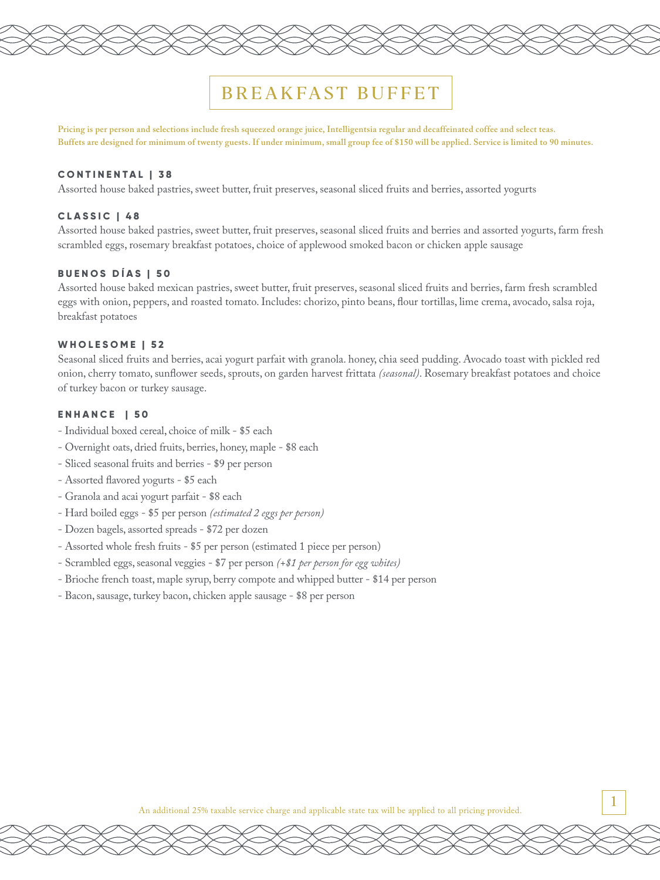# BREAKFAST BUFFET

**Pricing is per person and selections include fresh squeezed orange juice, Intelligentsia regular and decaffeinated coffee and select teas. Buffets are designed for minimum of twenty guests. If under minimum, small group fee of $150 will be applied. Service is limited to 90 minutes.**

### CONTINENTAL | 38

Assorted house baked pastries, sweet butter, fruit preserves, seasonal sliced fruits and berries, assorted yogurts

### CLASSIC | 48

Assorted house baked pastries, sweet butter, fruit preserves, seasonal sliced fruits and berries and assorted yogurts, farm fresh scrambled eggs, rosemary breakfast potatoes, choice of applewood smoked bacon or chicken apple sausage

### BUENOS DÍAS | 50

Assorted house baked mexican pastries, sweet butter, fruit preserves, seasonal sliced fruits and berries, farm fresh scrambled eggs with onion, peppers, and roasted tomato. Includes: chorizo, pinto beans, flour tortillas, lime crema, avocado, salsa roja, breakfast potatoes

### WHOLESOME | 52

Seasonal sliced fruits and berries, acai yogurt parfait with granola. honey, chia seed pudding. Avocado toast with pickled red onion, cherry tomato, sunflower seeds, sprouts, on garden harvest frittata *(seasonal)*. Rosemary breakfast potatoes and choice of turkey bacon or turkey sausage.

### ENHANCE | 50

- Individual boxed cereal, choice of milk - $5 each
- Overnight oats, dried fruits, berries, honey, maple - $8 each
- Sliced seasonal fruits and berries - $9 per person
- Assorted flavored yogurts - $5 each
- Granola and acai yogurt parfait - $8 each
- Hard boiled eggs - $5 per person *(estimated 2 eggs per person)*
- Dozen bagels, assorted spreads - $72 per dozen
- Assorted whole fresh fruits - $5 per person (estimated 1 piece per person)
- Scrambled eggs, seasonal veggies - $7 per person *(+$1 per person for egg whites)*
- Brioche french toast, maple syrup, berry compote and whipped butter - $14 per person
- Bacon, sausage, turkey bacon, chicken apple sausage - $8 per person

An additional 25% taxable service charge and applicable state tax will be applied to all pricing provided.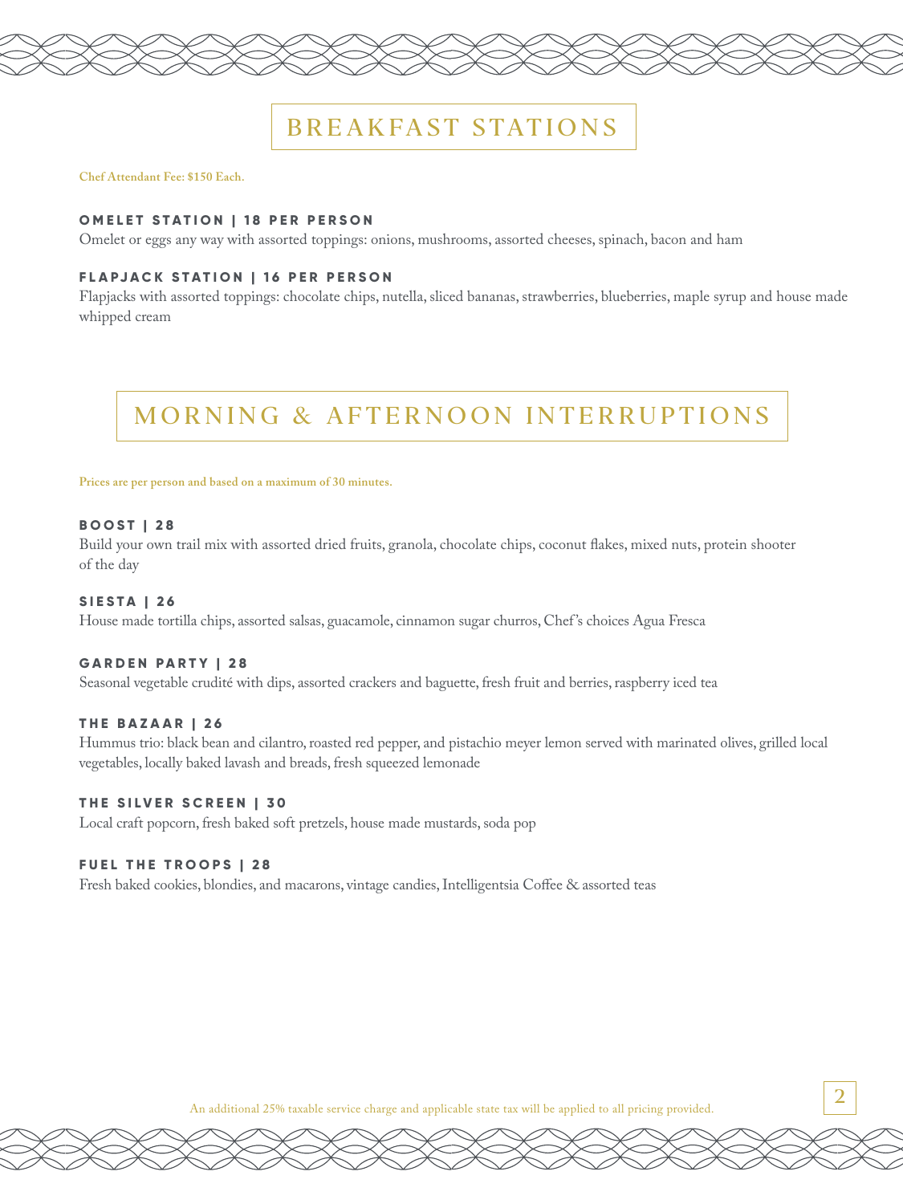# BREAKFAST STATIONS

**Chef Attendant Fee: $150 Each.**

### OMELET STATION | 18 PER PERSON

Omelet or eggs any way with assorted toppings: onions, mushrooms, assorted cheeses, spinach, bacon and ham

### FLAPJACK STATION | 16 PER PERSON

Flapjacks with assorted toppings: chocolate chips, nutella, sliced bananas, strawberries, blueberries, maple syrup and house made whipped cream

# MORNING & AFTERNOON INTERRUPTIONS

**Prices are per person and based on a maximum of 30 minutes.**

### BOOST | 28

Build your own trail mix with assorted dried fruits, granola, chocolate chips, coconut flakes, mixed nuts, protein shooter of the day

### SIESTA | 26

House made tortilla chips, assorted salsas, guacamole, cinnamon sugar churros, Chef's choices Agua Fresca

### GARDEN PARTY | 28

Seasonal vegetable crudité with dips, assorted crackers and baguette, fresh fruit and berries, raspberry iced tea

### THE BAZAAR | 26

Hummus trio: black bean and cilantro, roasted red pepper, and pistachio meyer lemon served with marinated olives, grilled local vegetables, locally baked lavash and breads, fresh squeezed lemonade

### THE SILVER SCREEN | 30

Local craft popcorn, fresh baked soft pretzels, house made mustards, soda pop

### FUEL THE TROOPS | 28

Fresh baked cookies, blondies, and macarons, vintage candies, Intelligentsia Coffee & assorted teas

An additional 25% taxable service charge and applicable state tax will be applied to all pricing provided.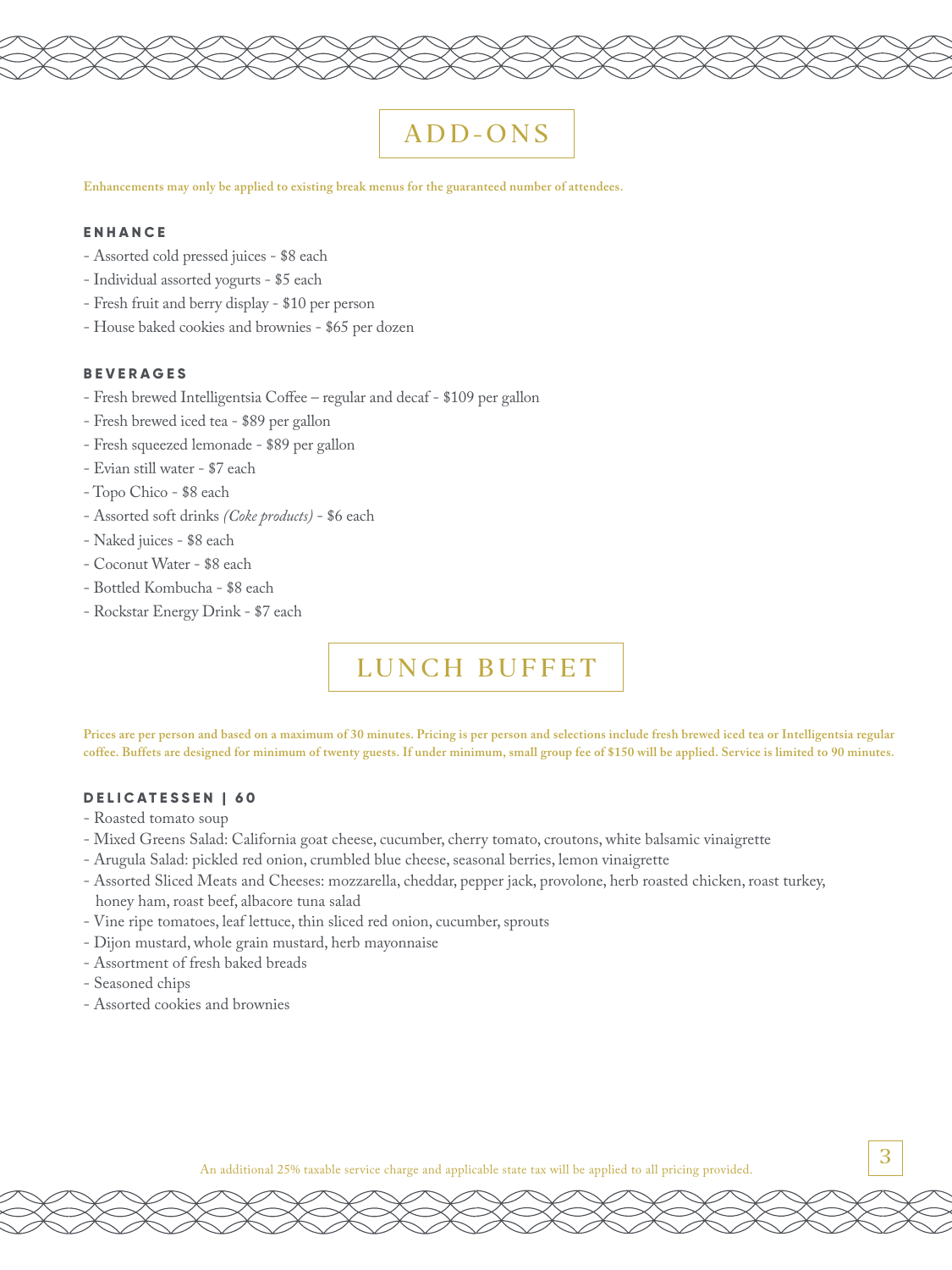# ADD-ONS

**Enhancements may only be applied to existing break menus for the guaranteed number of attendees.**

### ENHANCE

- Assorted cold pressed juices - $8 each
- Individual assorted yogurts - $5 each
- Fresh fruit and berry display - $10 per person
- House baked cookies and brownies - $65 per dozen

### BEVERAGES

- Fresh brewed Intelligentsia Coffee – regular and decaf - $109 per gallon
- Fresh brewed iced tea - $89 per gallon
- Fresh squeezed lemonade - $89 per gallon
- Evian still water - $7 each
- Topo Chico - $8 each
- Assorted soft drinks *(Coke products)* - $6 each
- Naked juices - $8 each
- Coconut Water - $8 each
- Bottled Kombucha - $8 each
- Rockstar Energy Drink - $7 each

# LUNCH BUFFET

**Prices are per person and based on a maximum of 30 minutes. Pricing is per person and selections include fresh brewed iced tea or Intelligentsia regular coffee. Buffets are designed for minimum of twenty guests. If under minimum, small group fee of $150 will be applied. Service is limited to 90 minutes.**

### DELICATESSEN | 60

- Roasted tomato soup
- Mixed Greens Salad: California goat cheese, cucumber, cherry tomato, croutons, white balsamic vinaigrette
- Arugula Salad: pickled red onion, crumbled blue cheese, seasonal berries, lemon vinaigrette
- Assorted Sliced Meats and Cheeses: mozzarella, cheddar, pepper jack, provolone, herb roasted chicken, roast turkey, honey ham, roast beef, albacore tuna salad
- Vine ripe tomatoes, leaf lettuce, thin sliced red onion, cucumber, sprouts
- Dijon mustard, whole grain mustard, herb mayonnaise
- Assortment of fresh baked breads
- Seasoned chips
- Assorted cookies and brownies

An additional 25% taxable service charge and applicable state tax will be applied to all pricing provided.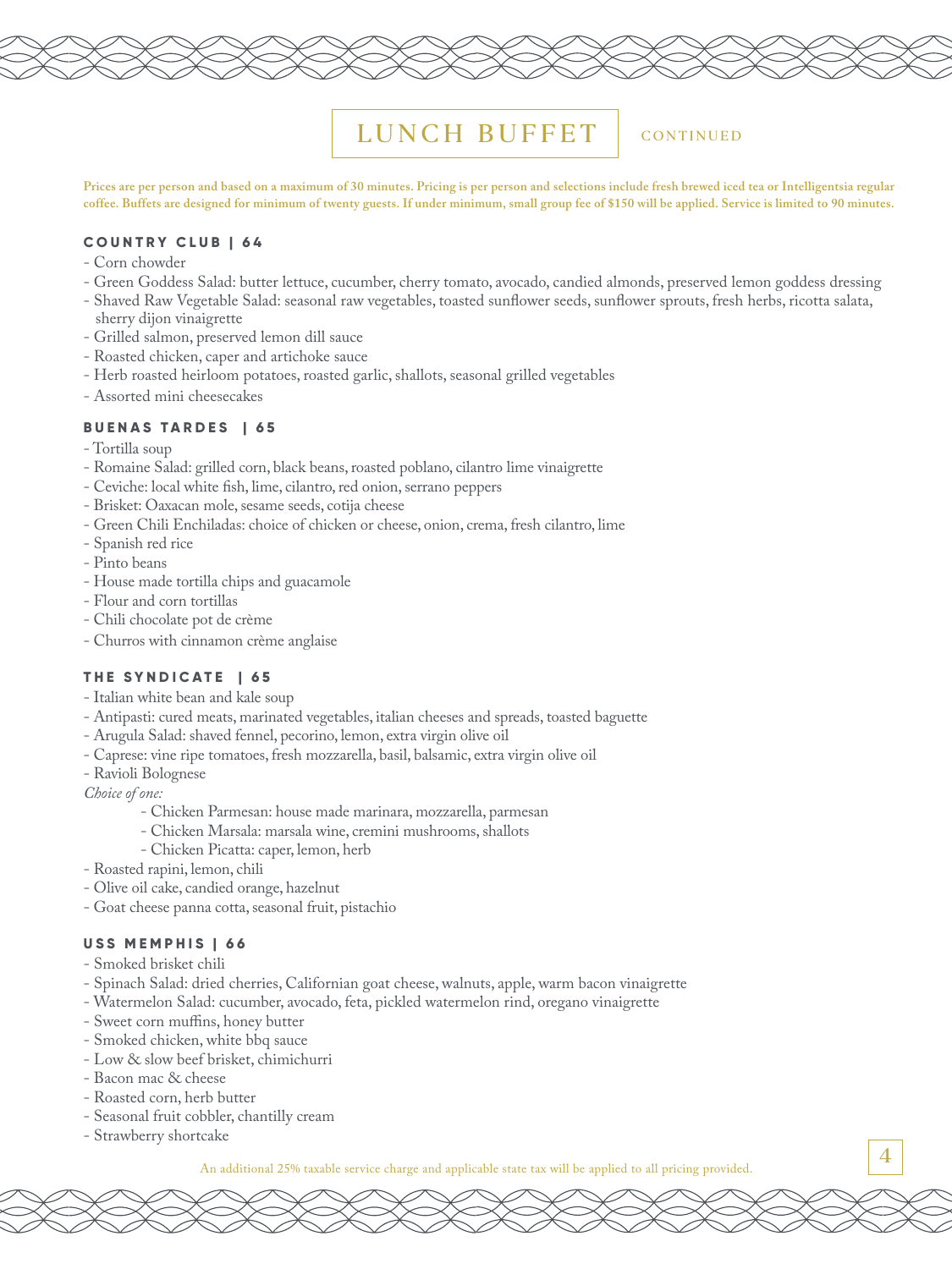# LUNCH BUFFET CONTINUED

**Prices are per person and based on a maximum of 30 minutes. Pricing is per person and selections include fresh brewed iced tea or Intelligentsia regular coffee. Buffets are designed for minimum of twenty guests. If under minimum, small group fee of $150 will be applied. Service is limited to 90 minutes.**

### COUNTRY CLUB | 64

- Corn chowder
- Green Goddess Salad: butter lettuce, cucumber, cherry tomato, avocado, candied almonds, preserved lemon goddess dressing
- Shaved Raw Vegetable Salad: seasonal raw vegetables, toasted sunflower seeds, sunflower sprouts, fresh herbs, ricotta salata, sherry dijon vinaigrette
- Grilled salmon, preserved lemon dill sauce
- Roasted chicken, caper and artichoke sauce
- Herb roasted heirloom potatoes, roasted garlic, shallots, seasonal grilled vegetables
- Assorted mini cheesecakes

### BUENAS TARDES | 65

- Tortilla soup
- Romaine Salad: grilled corn, black beans, roasted poblano, cilantro lime vinaigrette
- Ceviche: local white fish, lime, cilantro, red onion, serrano peppers
- Brisket: Oaxacan mole, sesame seeds, cotija cheese
- Green Chili Enchiladas: choice of chicken or cheese, onion, crema, fresh cilantro, lime
- Spanish red rice
- Pinto beans
- House made tortilla chips and guacamole
- Flour and corn tortillas
- Chili chocolate pot de crème
- Churros with cinnamon crème anglaise

### THE SYNDICATE | 65

- Italian white bean and kale soup
- Antipasti: cured meats, marinated vegetables, italian cheeses and spreads, toasted baguette
- Arugula Salad: shaved fennel, pecorino, lemon, extra virgin olive oil
- Caprese: vine ripe tomatoes, fresh mozzarella, basil, balsamic, extra virgin olive oil
- Ravioli Bolognese

*Choice of one:*

  - Chicken Parmesan: house made marinara, mozzarella, parmesan
  - Chicken Marsala: marsala wine, cremini mushrooms, shallots
  - Chicken Picatta: caper, lemon, herb

- Roasted rapini, lemon, chili
- Olive oil cake, candied orange, hazelnut
- Goat cheese panna cotta, seasonal fruit, pistachio

### USS MEMPHIS | 66

- Smoked brisket chili
- Spinach Salad: dried cherries, Californian goat cheese, walnuts, apple, warm bacon vinaigrette
- Watermelon Salad: cucumber, avocado, feta, pickled watermelon rind, oregano vinaigrette
- Sweet corn muffins, honey butter
- Smoked chicken, white bbq sauce
- Low & slow beef brisket, chimichurri
- Bacon mac & cheese
- Roasted corn, herb butter
- Seasonal fruit cobbler, chantilly cream
- Strawberry shortcake

An additional 25% taxable service charge and applicable state tax will be applied to all pricing provided.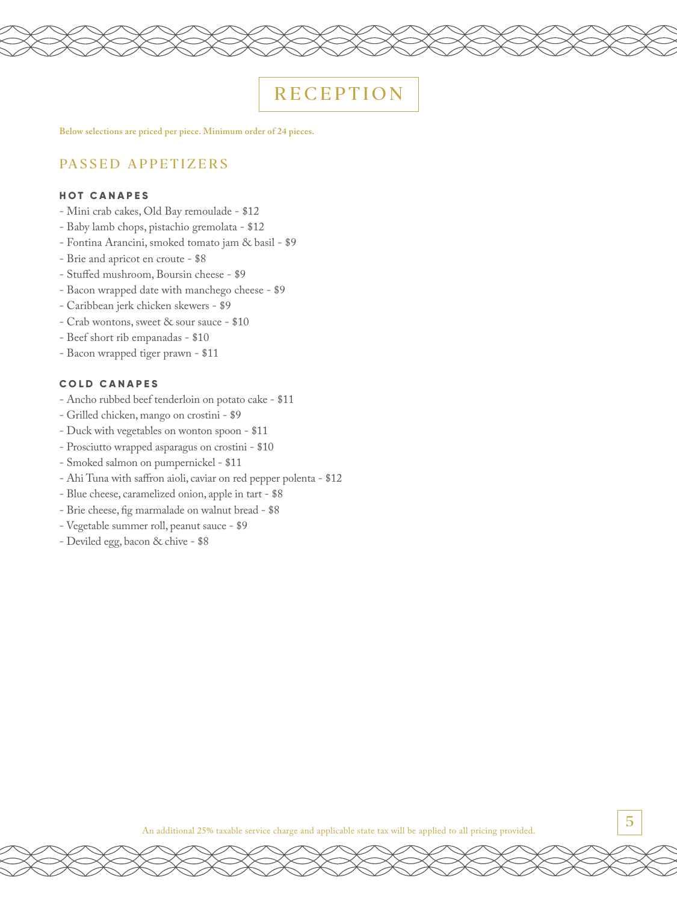# RECEPTION

**Below selections are priced per piece. Minimum order of 24 pieces.**

## PASSED APPETIZERS

### HOT CANAPES

- Mini crab cakes, Old Bay remoulade - $12
- Baby lamb chops, pistachio gremolata - $12
- Fontina Arancini, smoked tomato jam & basil - $9
- Brie and apricot en croute - $8
- Stuffed mushroom, Boursin cheese - $9
- Bacon wrapped date with manchego cheese - $9
- Caribbean jerk chicken skewers - $9
- Crab wontons, sweet & sour sauce - $10
- Beef short rib empanadas - $10
- Bacon wrapped tiger prawn - $11

### COLD CANAPES

- Ancho rubbed beef tenderloin on potato cake - $11
- Grilled chicken, mango on crostini - $9
- Duck with vegetables on wonton spoon - $11
- Prosciutto wrapped asparagus on crostini - $10
- Smoked salmon on pumpernickel - $11
- Ahi Tuna with saffron aioli, caviar on red pepper polenta - $12
- Blue cheese, caramelized onion, apple in tart - $8
- Brie cheese, fig marmalade on walnut bread - $8
- Vegetable summer roll, peanut sauce - $9
- Deviled egg, bacon & chive - $8

An additional 25% taxable service charge and applicable state tax will be applied to all pricing provided.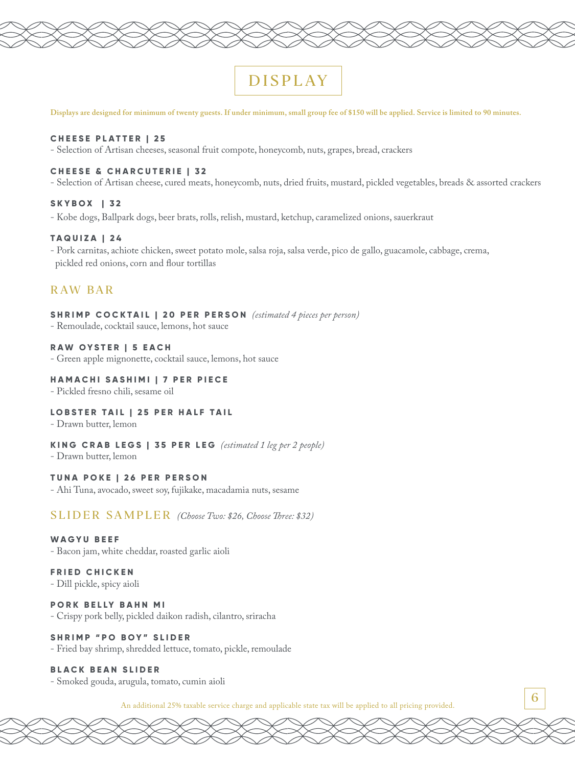# DISPLAY

**Displays are designed for minimum of twenty guests. If under minimum, small group fee of $150 will be applied. Service is limited to 90 minutes.**

**CHEESE PLATTER | 25**
- Selection of Artisan cheeses, seasonal fruit compote, honeycomb, nuts, grapes, bread, crackers

**CHEESE & CHARCUTERIE | 32**
- Selection of Artisan cheese, cured meats, honeycomb, nuts, dried fruits, mustard, pickled vegetables, breads & assorted crackers

**SKYBOX | 32**
- Kobe dogs, Ballpark dogs, beer brats, rolls, relish, mustard, ketchup, caramelized onions, sauerkraut

**TAQUIZA | 24**
- Pork carnitas, achiote chicken, sweet potato mole, salsa roja, salsa verde, pico de gallo, guacamole, cabbage, crema, pickled red onions, corn and flour tortillas

## RAW BAR

**SHRIMP COCKTAIL | 20 PER PERSON** *(estimated 4 pieces per person)*
- Remoulade, cocktail sauce, lemons, hot sauce

**RAW OYSTER | 5 EACH**
- Green apple mignonette, cocktail sauce, lemons, hot sauce

**HAMACHI SASHIMI | 7 PER PIECE**
- Pickled fresno chili, sesame oil

**LOBSTER TAIL | 25 PER HALF TAIL**
- Drawn butter, lemon

**KING CRAB LEGS | 35 PER LEG** *(estimated 1 leg per 2 people)*
- Drawn butter, lemon

**TUNA POKE | 26 PER PERSON**
- Ahi Tuna, avocado, sweet soy, fujikake, macadamia nuts, sesame

## SLIDER SAMPLER *(Choose Two: $26, Choose Three: $32)*

**WAGYU BEEF**
- Bacon jam, white cheddar, roasted garlic aioli

**FRIED CHICKEN**
- Dill pickle, spicy aioli

**PORK BELLY BAHN MI**
- Crispy pork belly, pickled daikon radish, cilantro, sriracha

**SHRIMP "PO BOY" SLIDER**
- Fried bay shrimp, shredded lettuce, tomato, pickle, remoulade

**BLACK BEAN SLIDER**
- Smoked gouda, arugula, tomato, cumin aioli

An additional 25% taxable service charge and applicable state tax will be applied to all pricing provided.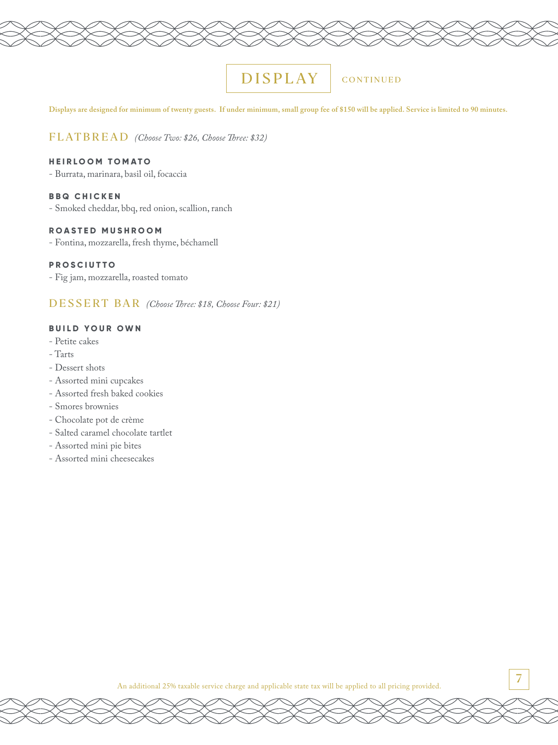# DISPLAY CONTINUED

**Displays are designed for minimum of twenty guests. If under minimum, small group fee of $150 will be applied. Service is limited to 90 minutes.**

## FLATBREAD *(Choose Two: $26, Choose Three: $32)*

### HEIRLOOM TOMATO

- Burrata, marinara, basil oil, focaccia

### BBQ CHICKEN

- Smoked cheddar, bbq, red onion, scallion, ranch

### ROASTED MUSHROOM

- Fontina, mozzarella, fresh thyme, béchamell

### PROSCIUTTO

- Fig jam, mozzarella, roasted tomato

## DESSERT BAR *(Choose Three: $18, Choose Four: $21)*

### BUILD YOUR OWN

- Petite cakes
- Tarts
- Dessert shots
- Assorted mini cupcakes
- Assorted fresh baked cookies
- Smores brownies
- Chocolate pot de crème
- Salted caramel chocolate tartlet
- Assorted mini pie bites
- Assorted mini cheesecakes

An additional 25% taxable service charge and applicable state tax will be applied to all pricing provided.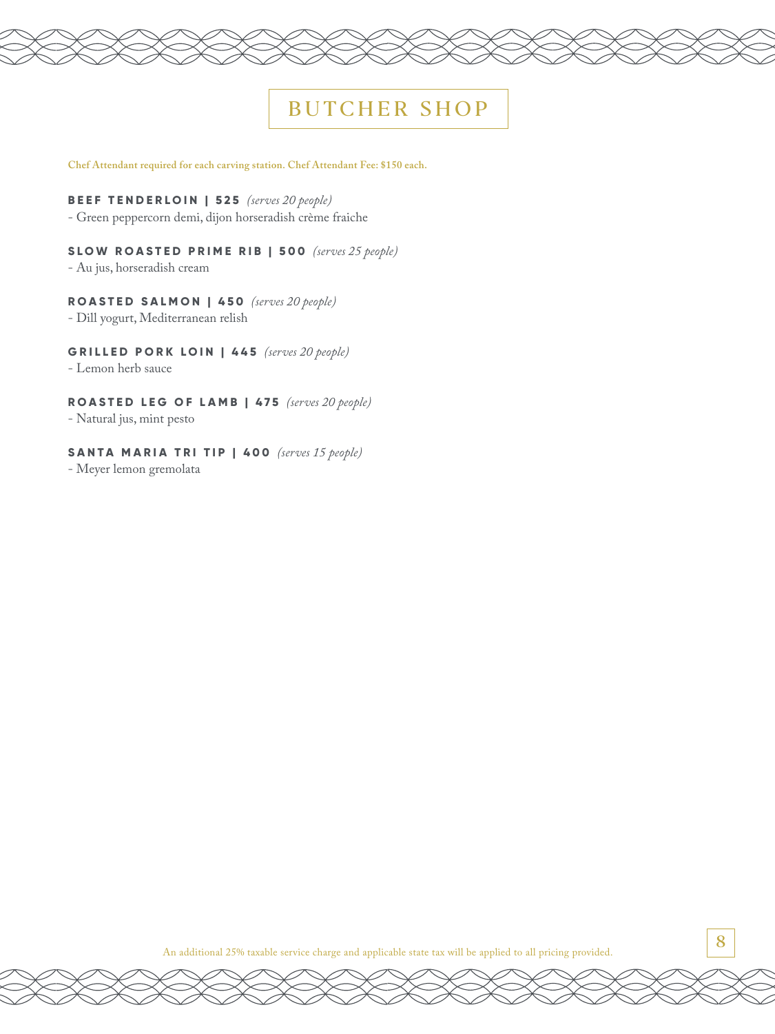# BUTCHER SHOP

**Chef Attendant required for each carving station. Chef Attendant Fee: $150 each.**

**BEEF TENDERLOIN | 525** *(serves 20 people)*
- Green peppercorn demi, dijon horseradish crème fraiche

**SLOW ROASTED PRIME RIB | 500** *(serves 25 people)*
- Au jus, horseradish cream

**ROASTED SALMON | 450** *(serves 20 people)*
- Dill yogurt, Mediterranean relish

**GRILLED PORK LOIN | 445** *(serves 20 people)*
- Lemon herb sauce

**ROASTED LEG OF LAMB | 475** *(serves 20 people)*
- Natural jus, mint pesto

**SANTA MARIA TRI TIP | 400** *(serves 15 people)*
- Meyer lemon gremolata

An additional 25% taxable service charge and applicable state tax will be applied to all pricing provided.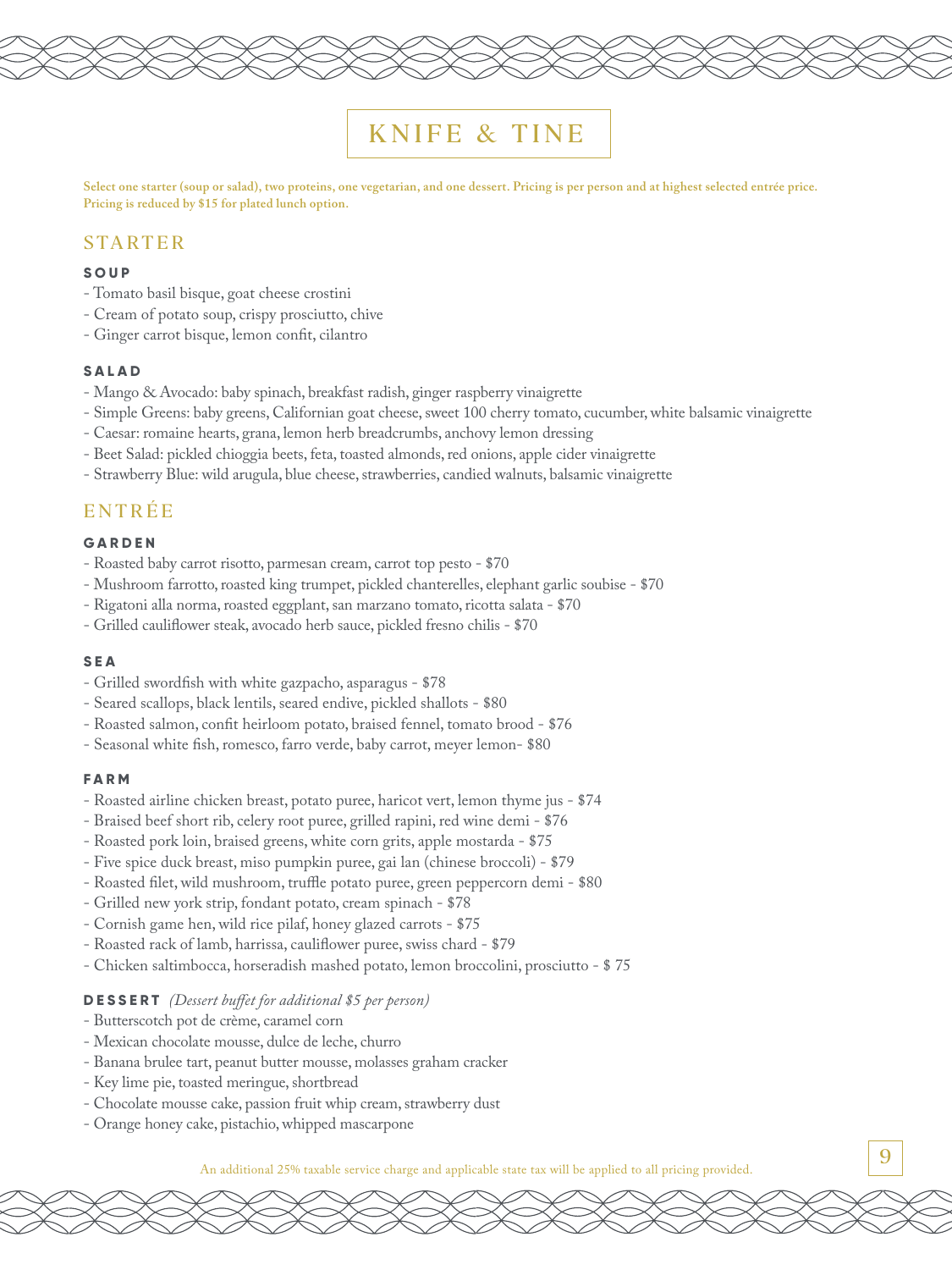# KNIFE & TINE

**Select one starter (soup or salad), two proteins, one vegetarian, and one dessert. Pricing is per person and at highest selected entrée price. Pricing is reduced by $15 for plated lunch option.**

## STARTER

### SOUP

- Tomato basil bisque, goat cheese crostini
- Cream of potato soup, crispy prosciutto, chive
- Ginger carrot bisque, lemon confit, cilantro

### SALAD

- Mango & Avocado: baby spinach, breakfast radish, ginger raspberry vinaigrette
- Simple Greens: baby greens, Californian goat cheese, sweet 100 cherry tomato, cucumber, white balsamic vinaigrette
- Caesar: romaine hearts, grana, lemon herb breadcrumbs, anchovy lemon dressing
- Beet Salad: pickled chioggia beets, feta, toasted almonds, red onions, apple cider vinaigrette
- Strawberry Blue: wild arugula, blue cheese, strawberries, candied walnuts, balsamic vinaigrette

## ENTRÉE

### GARDEN

- Roasted baby carrot risotto, parmesan cream, carrot top pesto - $70
- Mushroom farrotto, roasted king trumpet, pickled chanterelles, elephant garlic soubise - $70
- Rigatoni alla norma, roasted eggplant, san marzano tomato, ricotta salata - $70
- Grilled cauliflower steak, avocado herb sauce, pickled fresno chilis - $70

### SEA

- Grilled swordfish with white gazpacho, asparagus - $78
- Seared scallops, black lentils, seared endive, pickled shallots - $80
- Roasted salmon, confit heirloom potato, braised fennel, tomato brood - $76
- Seasonal white fish, romesco, farro verde, baby carrot, meyer lemon- $80

### FARM

- Roasted airline chicken breast, potato puree, haricot vert, lemon thyme jus - $74
- Braised beef short rib, celery root puree, grilled rapini, red wine demi - $76
- Roasted pork loin, braised greens, white corn grits, apple mostarda - $75
- Five spice duck breast, miso pumpkin puree, gai lan (chinese broccoli) - $79
- Roasted filet, wild mushroom, truffle potato puree, green peppercorn demi - $80
- Grilled new york strip, fondant potato, cream spinach - $78
- Cornish game hen, wild rice pilaf, honey glazed carrots - $75
- Roasted rack of lamb, harrissa, cauliflower puree, swiss chard - $79
- Chicken saltimbocca, horseradish mashed potato, lemon broccolini, prosciutto - $ 75

### DESSERT *(Dessert buffet for additional $5 per person)*

- Butterscotch pot de crème, caramel corn
- Mexican chocolate mousse, dulce de leche, churro
- Banana brulee tart, peanut butter mousse, molasses graham cracker
- Key lime pie, toasted meringue, shortbread
- Chocolate mousse cake, passion fruit whip cream, strawberry dust
- Orange honey cake, pistachio, whipped mascarpone

An additional 25% taxable service charge and applicable state tax will be applied to all pricing provided.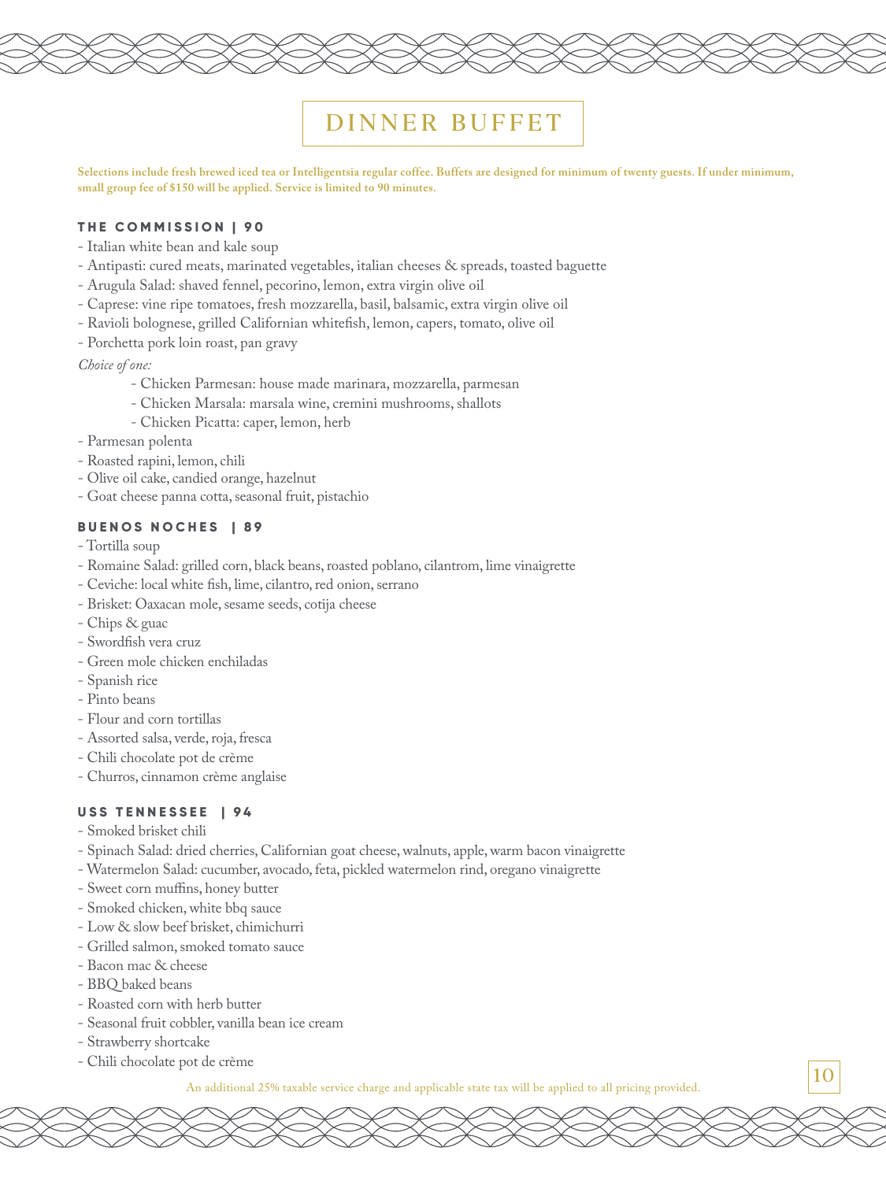# DINNER BUFFET

**Selections include fresh brewed iced tea or Intelligentsia regular coffee. Buffets are designed for minimum of twenty guests. If under minimum, small group fee of $150 will be applied. Service is limited to 90 minutes.**

### THE COMMISSION | 90

- Italian white bean and kale soup
- Antipasti: cured meats, marinated vegetables, italian cheeses & spreads, toasted baguette
- Arugula Salad: shaved fennel, pecorino, lemon, extra virgin olive oil
- Caprese: vine ripe tomatoes, fresh mozzarella, basil, balsamic, extra virgin olive oil
- Ravioli bolognese, grilled Californian whitefish, lemon, capers, tomato, olive oil
- Porchetta pork loin roast, pan gravy

*Choice of one:*

- Chicken Parmesan: house made marinara, mozzarella, parmesan
- Chicken Marsala: marsala wine, cremini mushrooms, shallots
- Chicken Picatta: caper, lemon, herb

- Parmesan polenta
- Roasted rapini, lemon, chili
- Olive oil cake, candied orange, hazelnut
- Goat cheese panna cotta, seasonal fruit, pistachio

### BUENOS NOCHES | 89

- Tortilla soup
- Romaine Salad: grilled corn, black beans, roasted poblano, cilantrom, lime vinaigrette
- Ceviche: local white fish, lime, cilantro, red onion, serrano
- Brisket: Oaxacan mole, sesame seeds, cotija cheese
- Chips & guac
- Swordfish vera cruz
- Green mole chicken enchiladas
- Spanish rice
- Pinto beans
- Flour and corn tortillas
- Assorted salsa, verde, roja, fresca
- Chili chocolate pot de crème
- Churros, cinnamon crème anglaise

### USS TENNESSEE | 94

- Smoked brisket chili
- Spinach Salad: dried cherries, Californian goat cheese, walnuts, apple, warm bacon vinaigrette
- Watermelon Salad: cucumber, avocado, feta, pickled watermelon rind, oregano vinaigrette
- Sweet corn muffins, honey butter
- Smoked chicken, white bbq sauce
- Low & slow beef brisket, chimichurri
- Grilled salmon, smoked tomato sauce
- Bacon mac & cheese
- BBQ baked beans
- Roasted corn with herb butter
- Seasonal fruit cobbler, vanilla bean ice cream
- Strawberry shortcake
- Chili chocolate pot de crème

An additional 25% taxable service charge and applicable state tax will be applied to all pricing provided.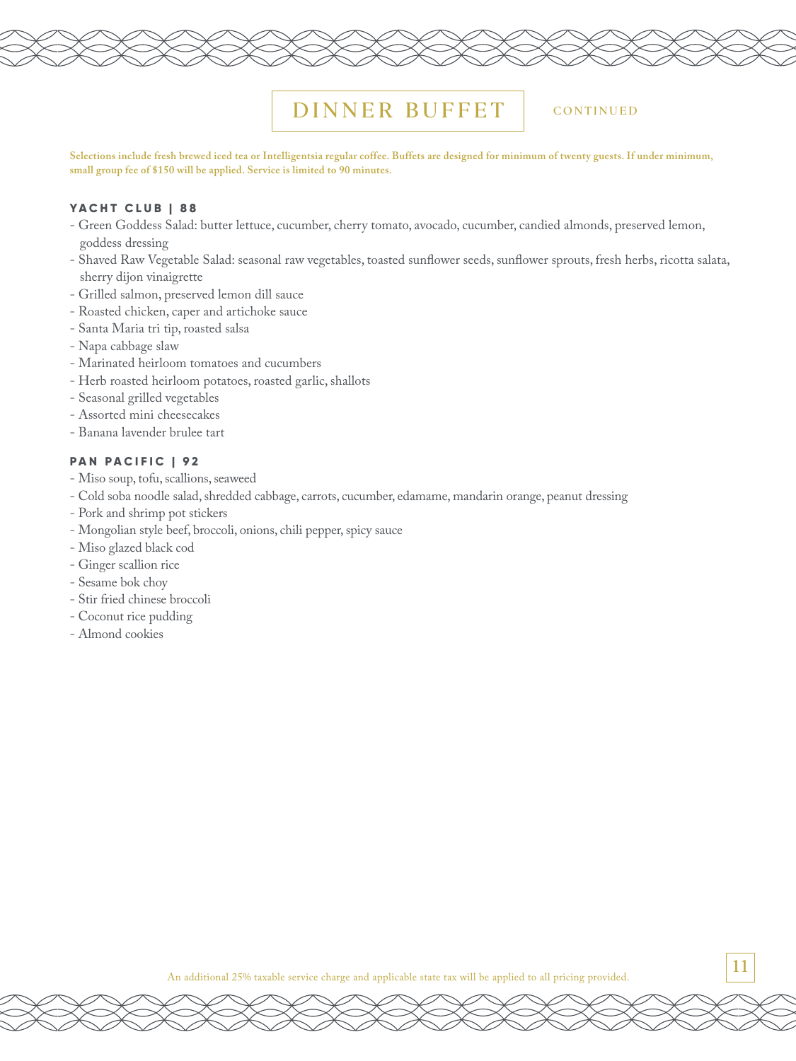# DINNER BUFFET

CONTINUED

**Selections include fresh brewed iced tea or Intelligentsia regular coffee. Buffets are designed for minimum of twenty guests. If under minimum, small group fee of $150 will be applied. Service is limited to 90 minutes.**

### YACHT CLUB | 88

- Green Goddess Salad: butter lettuce, cucumber, cherry tomato, avocado, cucumber, candied almonds, preserved lemon, goddess dressing
- Shaved Raw Vegetable Salad: seasonal raw vegetables, toasted sunflower seeds, sunflower sprouts, fresh herbs, ricotta salata, sherry dijon vinaigrette
- Grilled salmon, preserved lemon dill sauce
- Roasted chicken, caper and artichoke sauce
- Santa Maria tri tip, roasted salsa
- Napa cabbage slaw
- Marinated heirloom tomatoes and cucumbers
- Herb roasted heirloom potatoes, roasted garlic, shallots
- Seasonal grilled vegetables
- Assorted mini cheesecakes
- Banana lavender brulee tart

### PAN PACIFIC | 92

- Miso soup, tofu, scallions, seaweed
- Cold soba noodle salad, shredded cabbage, carrots, cucumber, edamame, mandarin orange, peanut dressing
- Pork and shrimp pot stickers
- Mongolian style beef, broccoli, onions, chili pepper, spicy sauce
- Miso glazed black cod
- Ginger scallion rice
- Sesame bok choy
- Stir fried chinese broccoli
- Coconut rice pudding
- Almond cookies

An additional 25% taxable service charge and applicable state tax will be applied to all pricing provided.